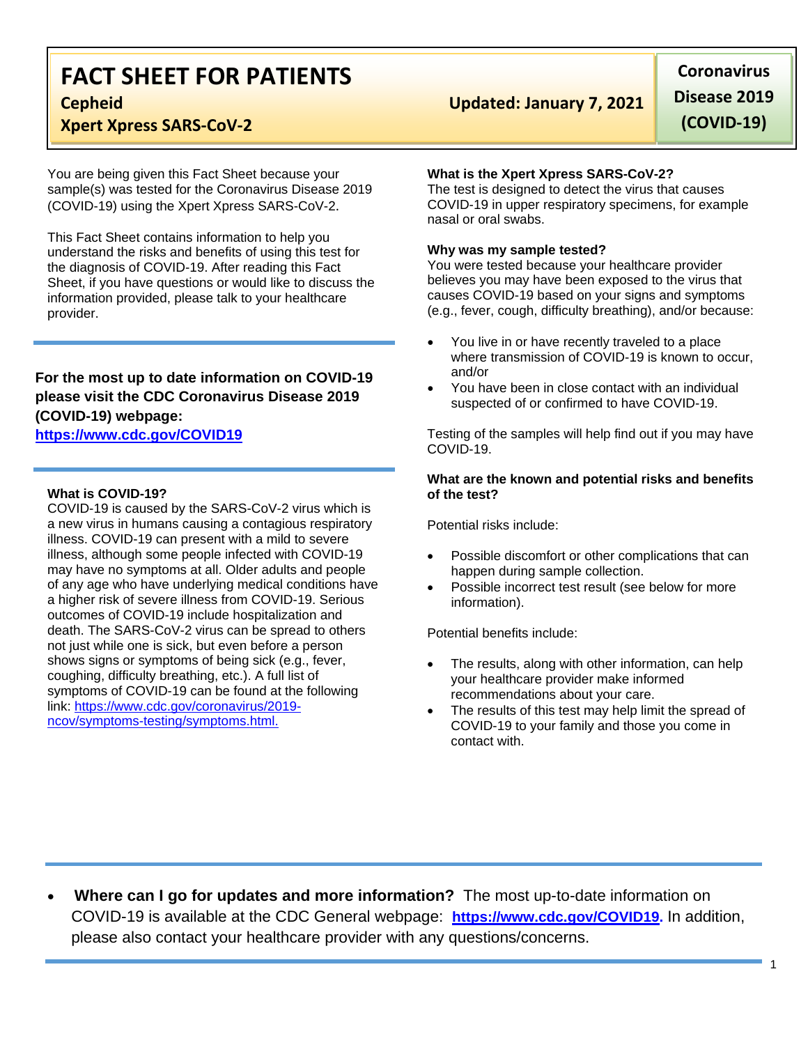# FACT SHEET FOR PATIENTS

**Cepheid**

**Xpert Xpress SARS-CoV-2**

**Updated: January 7, 2021**

**Coronavirus Disease 2019 (COVID-19)**

You are being given this Fact Sheet because your sample(s) was tested for the Coronavirus Disease 2019 (COVID-19) using the Xpert Xpress SARS-CoV-2.

This Fact Sheet contains information to help you understand the risks and benefits of using this test for the diagnosis of COVID-19. After reading this Fact Sheet, if you have questions or would like to discuss the information provided, please talk to your healthcare provider.

**For the most up to date information on COVID-19 please visit the CDC Coronavirus Disease 2019 (COVID-19) webpage:**
**https://www.cdc.gov/COVID19**

### What is COVID-19?

COVID-19 is caused by the SARS-CoV-2 virus which is a new virus in humans causing a contagious respiratory illness. COVID-19 can present with a mild to severe illness, although some people infected with COVID-19 may have no symptoms at all. Older adults and people of any age who have underlying medical conditions have a higher risk of severe illness from COVID-19. Serious outcomes of COVID-19 include hospitalization and death. The SARS-CoV-2 virus can be spread to others not just while one is sick, but even before a person shows signs or symptoms of being sick (e.g., fever, coughing, difficulty breathing, etc.). A full list of symptoms of COVID-19 can be found at the following link: https://www.cdc.gov/coronavirus/2019-ncov/symptoms-testing/symptoms.html.

### What is the Xpert Xpress SARS-CoV-2?

The test is designed to detect the virus that causes COVID-19 in upper respiratory specimens, for example nasal or oral swabs.

### Why was my sample tested?

You were tested because your healthcare provider believes you may have been exposed to the virus that causes COVID-19 based on your signs and symptoms (e.g., fever, cough, difficulty breathing), and/or because:

- You live in or have recently traveled to a place where transmission of COVID-19 is known to occur, and/or
- You have been in close contact with an individual suspected of or confirmed to have COVID-19.

Testing of the samples will help find out if you may have COVID-19.

### What are the known and potential risks and benefits of the test?

Potential risks include:

- Possible discomfort or other complications that can happen during sample collection.
- Possible incorrect test result (see below for more information).

Potential benefits include:

- The results, along with other information, can help your healthcare provider make informed recommendations about your care.
- The results of this test may help limit the spread of COVID-19 to your family and those you come in contact with.

- **Where can I go for updates and more information?** The most up-to-date information on COVID-19 is available at the CDC General webpage: **https://www.cdc.gov/COVID19.** In addition, please also contact your healthcare provider with any questions/concerns.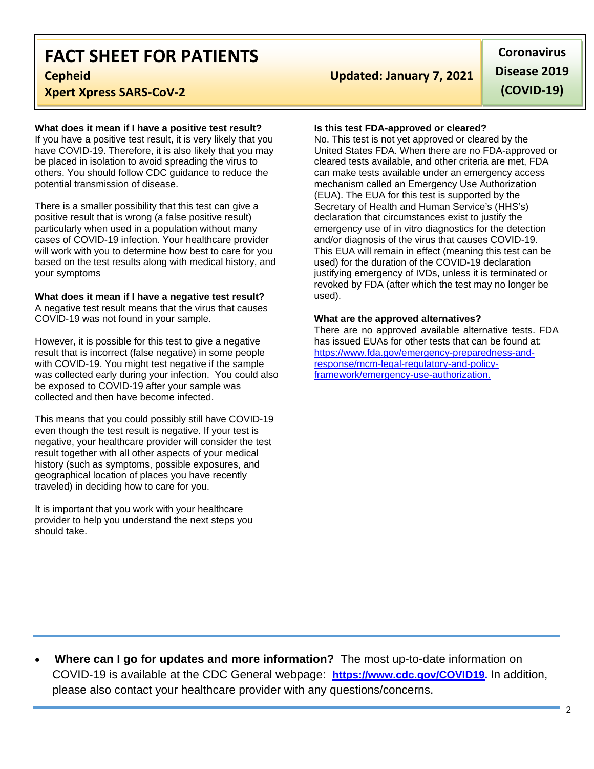# FACT SHEET FOR PATIENTS

**Cepheid**

**Xpert Xpress SARS-CoV-2**

**Updated: January 7, 2021**

**Coronavirus Disease 2019 (COVID-19)**

**What does it mean if I have a positive test result?**
If you have a positive test result, it is very likely that you have COVID-19. Therefore, it is also likely that you may be placed in isolation to avoid spreading the virus to others. You should follow CDC guidance to reduce the potential transmission of disease.

There is a smaller possibility that this test can give a positive result that is wrong (a false positive result) particularly when used in a population without many cases of COVID-19 infection. Your healthcare provider will work with you to determine how best to care for you based on the test results along with medical history, and your symptoms

**What does it mean if I have a negative test result?**
A negative test result means that the virus that causes COVID-19 was not found in your sample.

However, it is possible for this test to give a negative result that is incorrect (false negative) in some people with COVID-19. You might test negative if the sample was collected early during your infection. You could also be exposed to COVID-19 after your sample was collected and then have become infected.

This means that you could possibly still have COVID-19 even though the test result is negative. If your test is negative, your healthcare provider will consider the test result together with all other aspects of your medical history (such as symptoms, possible exposures, and geographical location of places you have recently traveled) in deciding how to care for you.

It is important that you work with your healthcare provider to help you understand the next steps you should take.

**Is this test FDA-approved or cleared?**
No. This test is not yet approved or cleared by the United States FDA. When there are no FDA-approved or cleared tests available, and other criteria are met, FDA can make tests available under an emergency access mechanism called an Emergency Use Authorization (EUA). The EUA for this test is supported by the Secretary of Health and Human Service's (HHS's) declaration that circumstances exist to justify the emergency use of in vitro diagnostics for the detection and/or diagnosis of the virus that causes COVID-19. This EUA will remain in effect (meaning this test can be used) for the duration of the COVID-19 declaration justifying emergency of IVDs, unless it is terminated or revoked by FDA (after which the test may no longer be used).

**What are the approved alternatives?**
There are no approved available alternative tests. FDA has issued EUAs for other tests that can be found at: [https://www.fda.gov/emergency-preparedness-and-response/mcm-legal-regulatory-and-policy-framework/emergency-use-authorization.](https://www.fda.gov/emergency-preparedness-and-response/mcm-legal-regulatory-and-policy-framework/emergency-use-authorization)

- **Where can I go for updates and more information?** The most up-to-date information on COVID-19 is available at the CDC General webpage: **[https://www.cdc.gov/COVID19](https://www.cdc.gov/COVID19).** In addition, please also contact your healthcare provider with any questions/concerns.